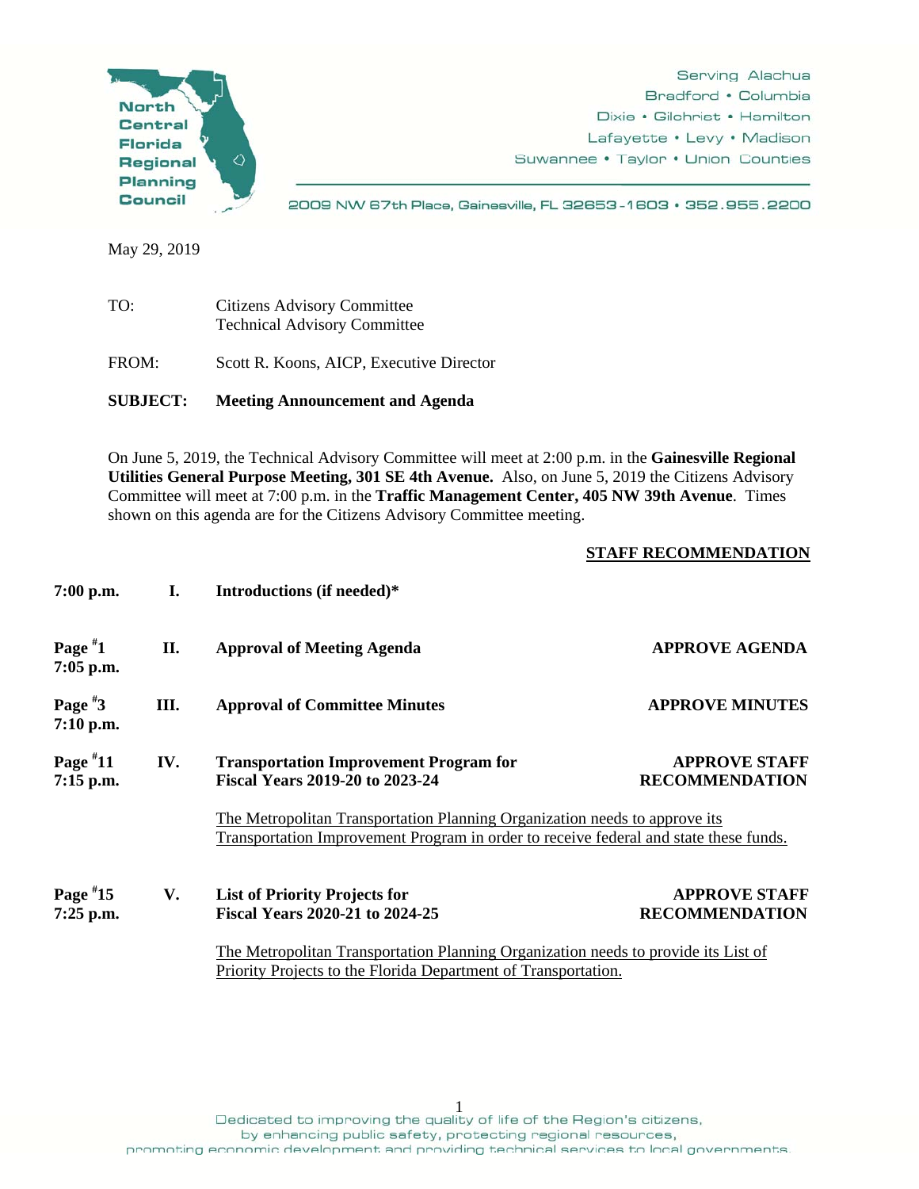North Central Florida Regional Planning Council

Serving Alachua
Bradford • Columbia
Dixie • Gilchrist • Hamilton
Lafayette • Levy • Madison
Suwannee • Taylor • Union Counties

2009 NW 67th Place, Gainesville, FL 32653-1603 • 352.955.2200

May 29, 2019

TO: Citizens Advisory Committee
Technical Advisory Committee

FROM: Scott R. Koons, AICP, Executive Director

**SUBJECT: Meeting Announcement and Agenda**

On June 5, 2019, the Technical Advisory Committee will meet at 2:00 p.m. in the **Gainesville Regional Utilities General Purpose Meeting, 301 SE 4th Avenue.** Also, on June 5, 2019 the Citizens Advisory Committee will meet at 7:00 p.m. in the **Traffic Management Center, 405 NW 39th Avenue**. Times shown on this agenda are for the Citizens Advisory Committee meeting.

| | | | STAFF RECOMMENDATION |
|---|---|---|---|
| **7:00 p.m.** | **I.** | **Introductions (if needed)*** | |
| **Page #1 7:05 p.m.** | **II.** | **Approval of Meeting Agenda** | **APPROVE AGENDA** |
| **Page #3 7:10 p.m.** | **III.** | **Approval of Committee Minutes** | **APPROVE MINUTES** |
| **Page #11 7:15 p.m.** | **IV.** | **Transportation Improvement Program for Fiscal Years 2019-20 to 2023-24** | **APPROVE STAFF RECOMMENDATION** |
| | | The Metropolitan Transportation Planning Organization needs to approve its Transportation Improvement Program in order to receive federal and state these funds. | |
| **Page #15 7:25 p.m.** | **V.** | **List of Priority Projects for Fiscal Years 2020-21 to 2024-25** | **APPROVE STAFF RECOMMENDATION** |
| | | The Metropolitan Transportation Planning Organization needs to provide its List of Priority Projects to the Florida Department of Transportation. | |

Dedicated to improving the quality of life of the Region's citizens,
by enhancing public safety, protecting regional resources,
promoting economic development and providing technical services to local governments.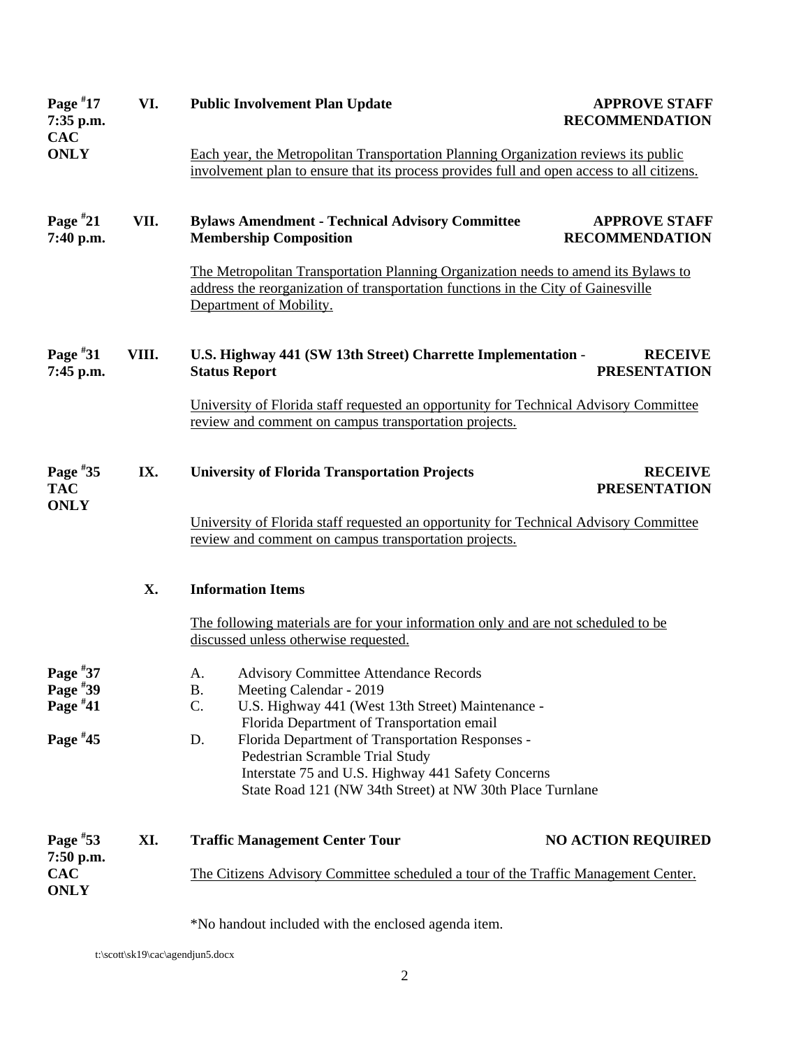**Page #17** **7:35 p.m.** **CAC ONLY**

**VI. Public Involvement Plan Update** — **APPROVE STAFF RECOMMENDATION**

Each year, the Metropolitan Transportation Planning Organization reviews its public involvement plan to ensure that its process provides full and open access to all citizens.

**Page #21** **7:40 p.m.**

**VII. Bylaws Amendment - Technical Advisory Committee Membership Composition** — **APPROVE STAFF RECOMMENDATION**

The Metropolitan Transportation Planning Organization needs to amend its Bylaws to address the reorganization of transportation functions in the City of Gainesville Department of Mobility.

**Page #31** **7:45 p.m.**

**VIII. U.S. Highway 441 (SW 13th Street) Charrette Implementation - Status Report** — **RECEIVE PRESENTATION**

University of Florida staff requested an opportunity for Technical Advisory Committee review and comment on campus transportation projects.

**Page #35** **TAC ONLY**

**IX. University of Florida Transportation Projects** — **RECEIVE PRESENTATION**

University of Florida staff requested an opportunity for Technical Advisory Committee review and comment on campus transportation projects.

**X. Information Items**

The following materials are for your information only and are not scheduled to be discussed unless otherwise requested.

- **Page #37** A. Advisory Committee Attendance Records
- **Page #39** B. Meeting Calendar - 2019
- **Page #41** C. U.S. Highway 441 (West 13th Street) Maintenance - Florida Department of Transportation email
- **Page #45** D. Florida Department of Transportation Responses -
  - Pedestrian Scramble Trial Study
  - Interstate 75 and U.S. Highway 441 Safety Concerns
  - State Road 121 (NW 34th Street) at NW 30th Place Turnlane

**Page #53** **7:50 p.m.** **CAC ONLY**

**XI. Traffic Management Center Tour** — **NO ACTION REQUIRED**

The Citizens Advisory Committee scheduled a tour of the Traffic Management Center.

*No handout included with the enclosed agenda item.

t:\scott\sk19\cac\agendjun5.docx